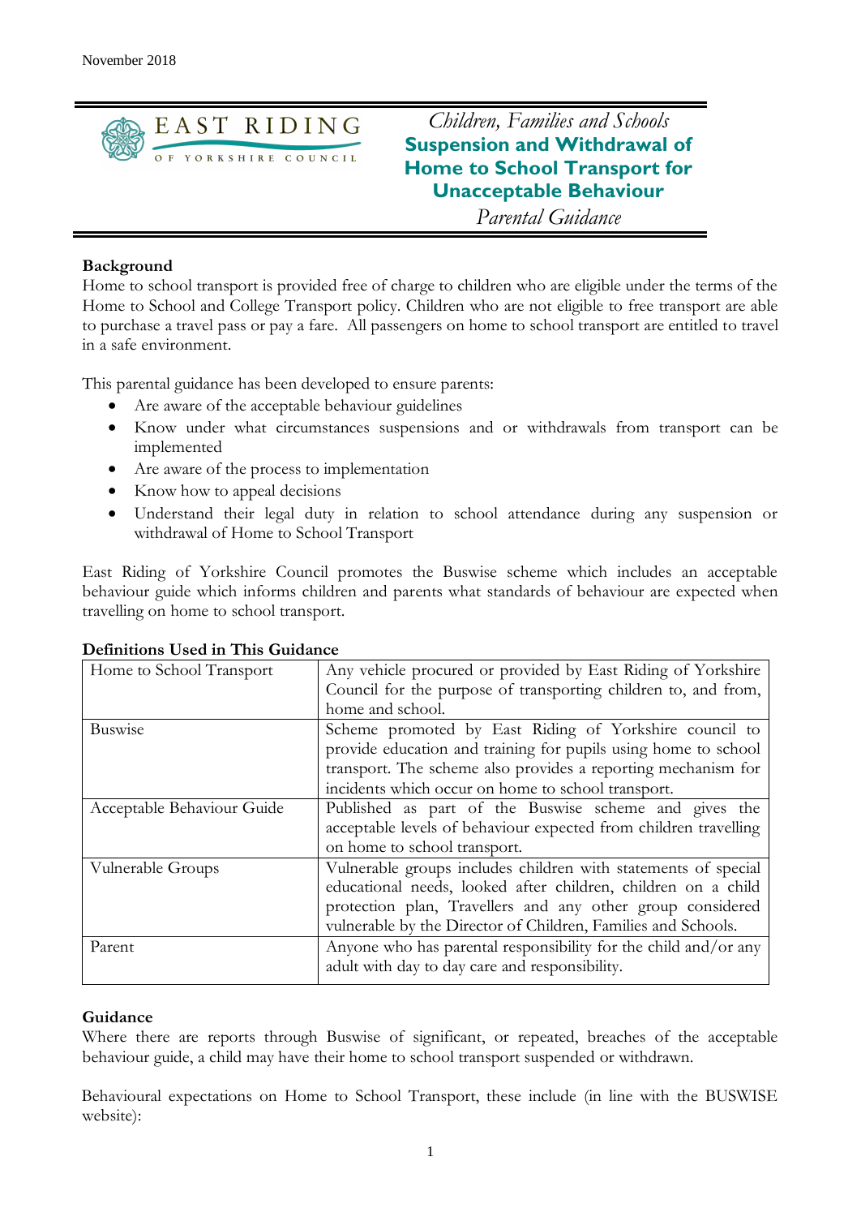November 2018

EAST RIDING OF YORKSHIRE COUNCIL

*Children, Families and Schools*

# Suspension and Withdrawal of Home to School Transport for Unacceptable Behaviour

*Parental Guidance*

**Background**

Home to school transport is provided free of charge to children who are eligible under the terms of the Home to School and College Transport policy. Children who are not eligible to free transport are able to purchase a travel pass or pay a fare. All passengers on home to school transport are entitled to travel in a safe environment.

This parental guidance has been developed to ensure parents:

- Are aware of the acceptable behaviour guidelines
- Know under what circumstances suspensions and or withdrawals from transport can be implemented
- Are aware of the process to implementation
- Know how to appeal decisions
- Understand their legal duty in relation to school attendance during any suspension or withdrawal of Home to School Transport

East Riding of Yorkshire Council promotes the Buswise scheme which includes an acceptable behaviour guide which informs children and parents what standards of behaviour are expected when travelling on home to school transport.

**Definitions Used in This Guidance**

| | |
|---|---|
| Home to School Transport | Any vehicle procured or provided by East Riding of Yorkshire Council for the purpose of transporting children to, and from, home and school. |
| Buswise | Scheme promoted by East Riding of Yorkshire council to provide education and training for pupils using home to school transport. The scheme also provides a reporting mechanism for incidents which occur on home to school transport. |
| Acceptable Behaviour Guide | Published as part of the Buswise scheme and gives the acceptable levels of behaviour expected from children travelling on home to school transport. |
| Vulnerable Groups | Vulnerable groups includes children with statements of special educational needs, looked after children, children on a child protection plan, Travellers and any other group considered vulnerable by the Director of Children, Families and Schools. |
| Parent | Anyone who has parental responsibility for the child and/or any adult with day to day care and responsibility. |

**Guidance**

Where there are reports through Buswise of significant, or repeated, breaches of the acceptable behaviour guide, a child may have their home to school transport suspended or withdrawn.

Behavioural expectations on Home to School Transport, these include (in line with the BUSWISE website):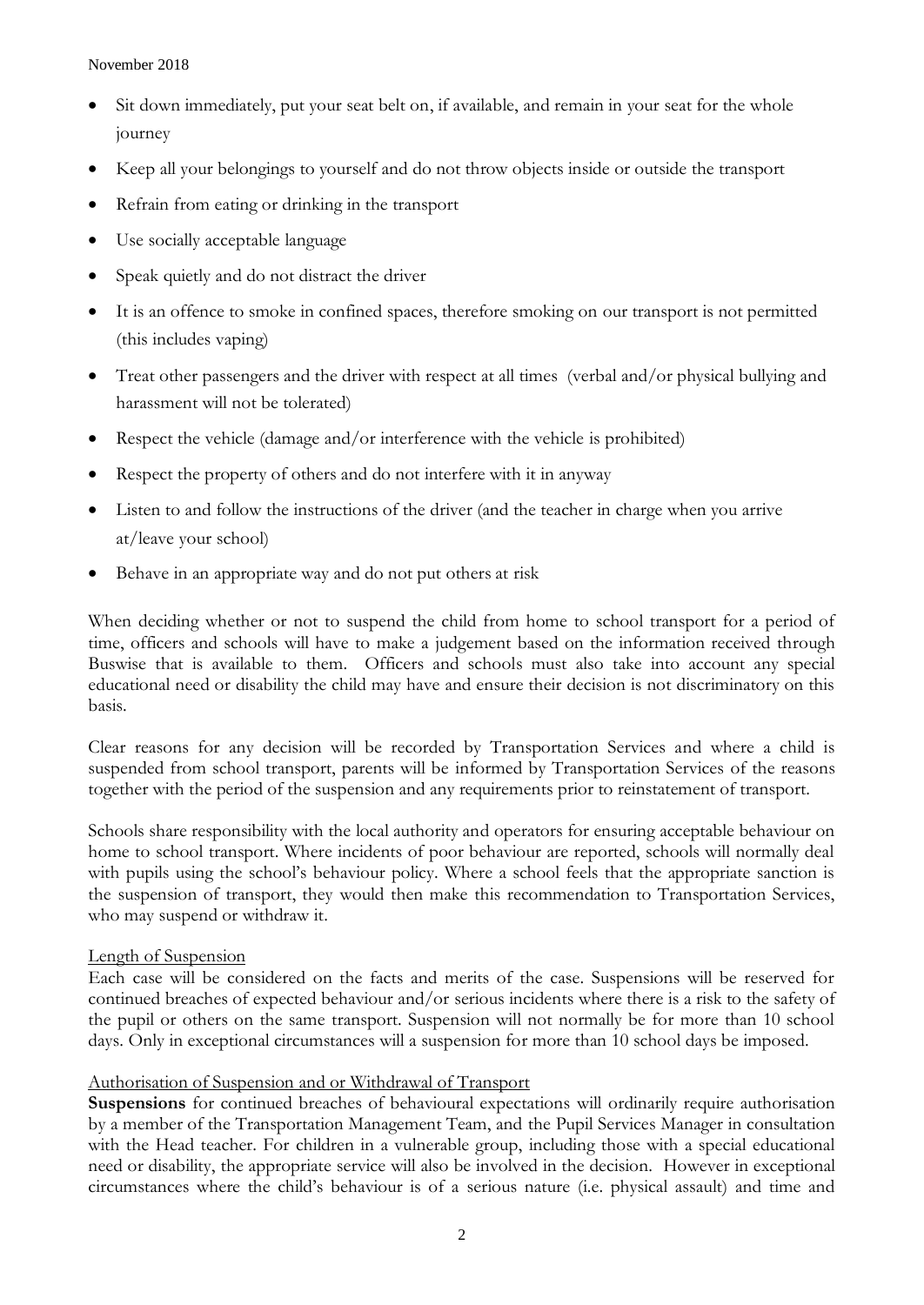- Sit down immediately, put your seat belt on, if available, and remain in your seat for the whole journey
- Keep all your belongings to yourself and do not throw objects inside or outside the transport
- Refrain from eating or drinking in the transport
- Use socially acceptable language
- Speak quietly and do not distract the driver
- It is an offence to smoke in confined spaces, therefore smoking on our transport is not permitted (this includes vaping)
- Treat other passengers and the driver with respect at all times (verbal and/or physical bullying and harassment will not be tolerated)
- Respect the vehicle (damage and/or interference with the vehicle is prohibited)
- Respect the property of others and do not interfere with it in anyway
- Listen to and follow the instructions of the driver (and the teacher in charge when you arrive at/leave your school)
- Behave in an appropriate way and do not put others at risk

When deciding whether or not to suspend the child from home to school transport for a period of time, officers and schools will have to make a judgement based on the information received through Buswise that is available to them. Officers and schools must also take into account any special educational need or disability the child may have and ensure their decision is not discriminatory on this basis.

Clear reasons for any decision will be recorded by Transportation Services and where a child is suspended from school transport, parents will be informed by Transportation Services of the reasons together with the period of the suspension and any requirements prior to reinstatement of transport.

Schools share responsibility with the local authority and operators for ensuring acceptable behaviour on home to school transport. Where incidents of poor behaviour are reported, schools will normally deal with pupils using the school's behaviour policy. Where a school feels that the appropriate sanction is the suspension of transport, they would then make this recommendation to Transportation Services, who may suspend or withdraw it.

Length of Suspension

Each case will be considered on the facts and merits of the case. Suspensions will be reserved for continued breaches of expected behaviour and/or serious incidents where there is a risk to the safety of the pupil or others on the same transport. Suspension will not normally be for more than 10 school days. Only in exceptional circumstances will a suspension for more than 10 school days be imposed.

Authorisation of Suspension and or Withdrawal of Transport

**Suspensions** for continued breaches of behavioural expectations will ordinarily require authorisation by a member of the Transportation Management Team, and the Pupil Services Manager in consultation with the Head teacher. For children in a vulnerable group, including those with a special educational need or disability, the appropriate service will also be involved in the decision. However in exceptional circumstances where the child's behaviour is of a serious nature (i.e. physical assault) and time and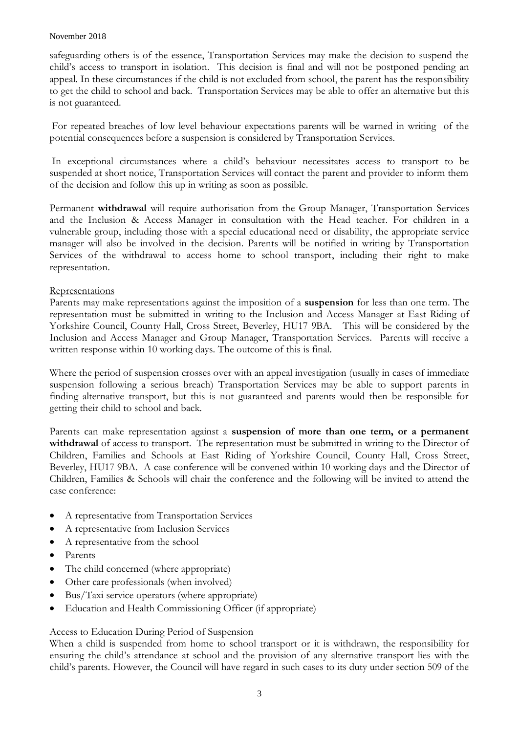safeguarding others is of the essence, Transportation Services may make the decision to suspend the child's access to transport in isolation. This decision is final and will not be postponed pending an appeal. In these circumstances if the child is not excluded from school, the parent has the responsibility to get the child to school and back. Transportation Services may be able to offer an alternative but this is not guaranteed.

For repeated breaches of low level behaviour expectations parents will be warned in writing of the potential consequences before a suspension is considered by Transportation Services.

In exceptional circumstances where a child's behaviour necessitates access to transport to be suspended at short notice, Transportation Services will contact the parent and provider to inform them of the decision and follow this up in writing as soon as possible.

Permanent **withdrawal** will require authorisation from the Group Manager, Transportation Services and the Inclusion & Access Manager in consultation with the Head teacher. For children in a vulnerable group, including those with a special educational need or disability, the appropriate service manager will also be involved in the decision. Parents will be notified in writing by Transportation Services of the withdrawal to access home to school transport, including their right to make representation.

Representations

Parents may make representations against the imposition of a **suspension** for less than one term. The representation must be submitted in writing to the Inclusion and Access Manager at East Riding of Yorkshire Council, County Hall, Cross Street, Beverley, HU17 9BA. This will be considered by the Inclusion and Access Manager and Group Manager, Transportation Services. Parents will receive a written response within 10 working days. The outcome of this is final.

Where the period of suspension crosses over with an appeal investigation (usually in cases of immediate suspension following a serious breach) Transportation Services may be able to support parents in finding alternative transport, but this is not guaranteed and parents would then be responsible for getting their child to school and back.

Parents can make representation against a **suspension of more than one term, or a permanent withdrawal** of access to transport. The representation must be submitted in writing to the Director of Children, Families and Schools at East Riding of Yorkshire Council, County Hall, Cross Street, Beverley, HU17 9BA. A case conference will be convened within 10 working days and the Director of Children, Families & Schools will chair the conference and the following will be invited to attend the case conference:

- A representative from Transportation Services
- A representative from Inclusion Services
- A representative from the school
- Parents
- The child concerned (where appropriate)
- Other care professionals (when involved)
- Bus/Taxi service operators (where appropriate)
- Education and Health Commissioning Officer (if appropriate)

Access to Education During Period of Suspension

When a child is suspended from home to school transport or it is withdrawn, the responsibility for ensuring the child's attendance at school and the provision of any alternative transport lies with the child's parents. However, the Council will have regard in such cases to its duty under section 509 of the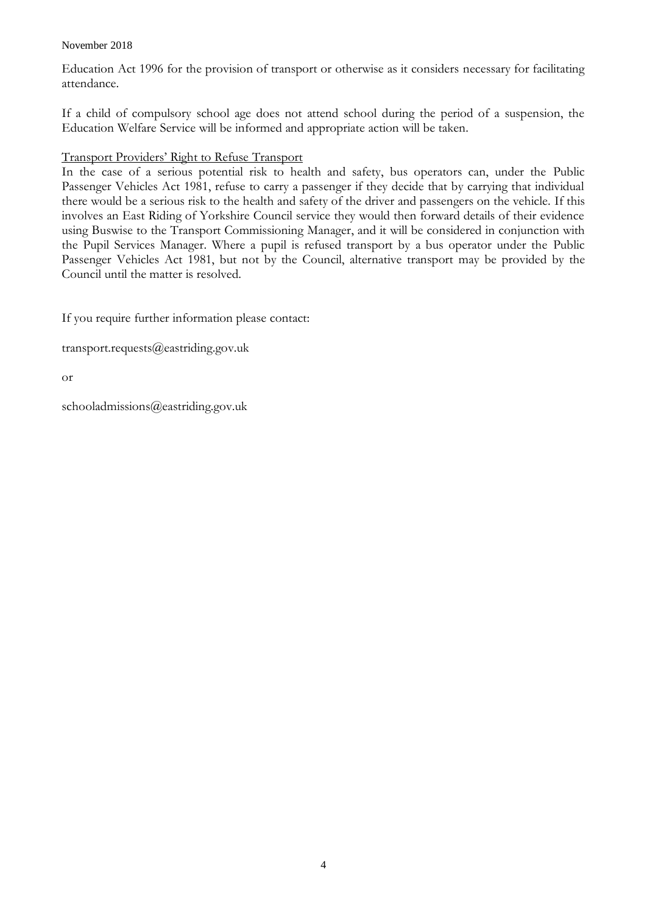Education Act 1996 for the provision of transport or otherwise as it considers necessary for facilitating attendance.

If a child of compulsory school age does not attend school during the period of a suspension, the Education Welfare Service will be informed and appropriate action will be taken.

Transport Providers' Right to Refuse Transport

In the case of a serious potential risk to health and safety, bus operators can, under the Public Passenger Vehicles Act 1981, refuse to carry a passenger if they decide that by carrying that individual there would be a serious risk to the health and safety of the driver and passengers on the vehicle. If this involves an East Riding of Yorkshire Council service they would then forward details of their evidence using Buswise to the Transport Commissioning Manager, and it will be considered in conjunction with the Pupil Services Manager. Where a pupil is refused transport by a bus operator under the Public Passenger Vehicles Act 1981, but not by the Council, alternative transport may be provided by the Council until the matter is resolved.

If you require further information please contact:

transport.requests@eastriding.gov.uk

or

schooladmissions@eastriding.gov.uk